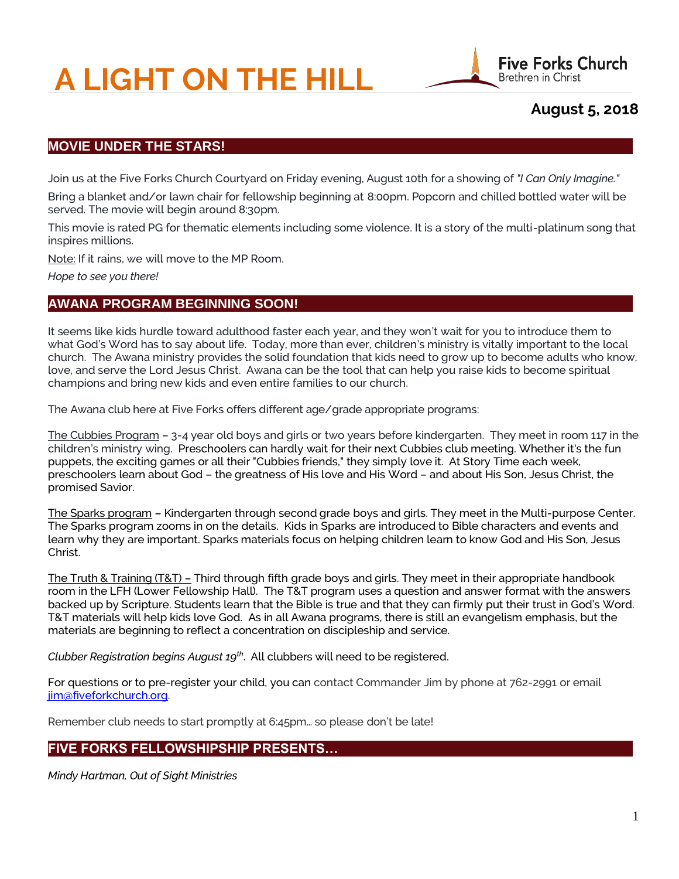# A LIGHT ON THE HILL

Five Forks Church
Brethren in Christ

**August 5, 2018**

## MOVIE UNDER THE STARS!

Join us at the Five Forks Church Courtyard on Friday evening, August 10th for a showing of *"I Can Only Imagine."*

Bring a blanket and/or lawn chair for fellowship beginning at 8:00pm. Popcorn and chilled bottled water will be served. The movie will begin around 8:30pm.

This movie is rated PG for thematic elements including some violence. It is a story of the multi-platinum song that inspires millions.

Note: If it rains, we will move to the MP Room.

*Hope to see you there!*

## AWANA PROGRAM BEGINNING SOON!

It seems like kids hurdle toward adulthood faster each year, and they won't wait for you to introduce them to what God's Word has to say about life. Today, more than ever, children's ministry is vitally important to the local church. The Awana ministry provides the solid foundation that kids need to grow up to become adults who know, love, and serve the Lord Jesus Christ. Awana can be the tool that can help you raise kids to become spiritual champions and bring new kids and even entire families to our church.

The Awana club here at Five Forks offers different age/grade appropriate programs:

The Cubbies Program – 3-4 year old boys and girls or two years before kindergarten. They meet in room 117 in the children's ministry wing. Preschoolers can hardly wait for their next Cubbies club meeting. Whether it's the fun puppets, the exciting games or all their "Cubbies friends," they simply love it. At Story Time each week, preschoolers learn about God – the greatness of His love and His Word – and about His Son, Jesus Christ, the promised Savior.

The Sparks program – Kindergarten through second grade boys and girls. They meet in the Multi-purpose Center. The Sparks program zooms in on the details. Kids in Sparks are introduced to Bible characters and events and learn why they are important. Sparks materials focus on helping children learn to know God and His Son, Jesus Christ.

The Truth & Training (T&T) – Third through fifth grade boys and girls. They meet in their appropriate handbook room in the LFH (Lower Fellowship Hall). The T&T program uses a question and answer format with the answers backed up by Scripture. Students learn that the Bible is true and that they can firmly put their trust in God's Word. T&T materials will help kids love God. As in all Awana programs, there is still an evangelism emphasis, but the materials are beginning to reflect a concentration on discipleship and service.

*Clubber Registration begins August 19th*. All clubbers will need to be registered.

For questions or to pre-register your child, you can contact Commander Jim by phone at 762-2991 or email jim@fiveforkchurch.org.

Remember club needs to start promptly at 6:45pm… so please don't be late!

## FIVE FORKS FELLOWSHIPSHIP PRESENTS…

*Mindy Hartman, Out of Sight Ministries*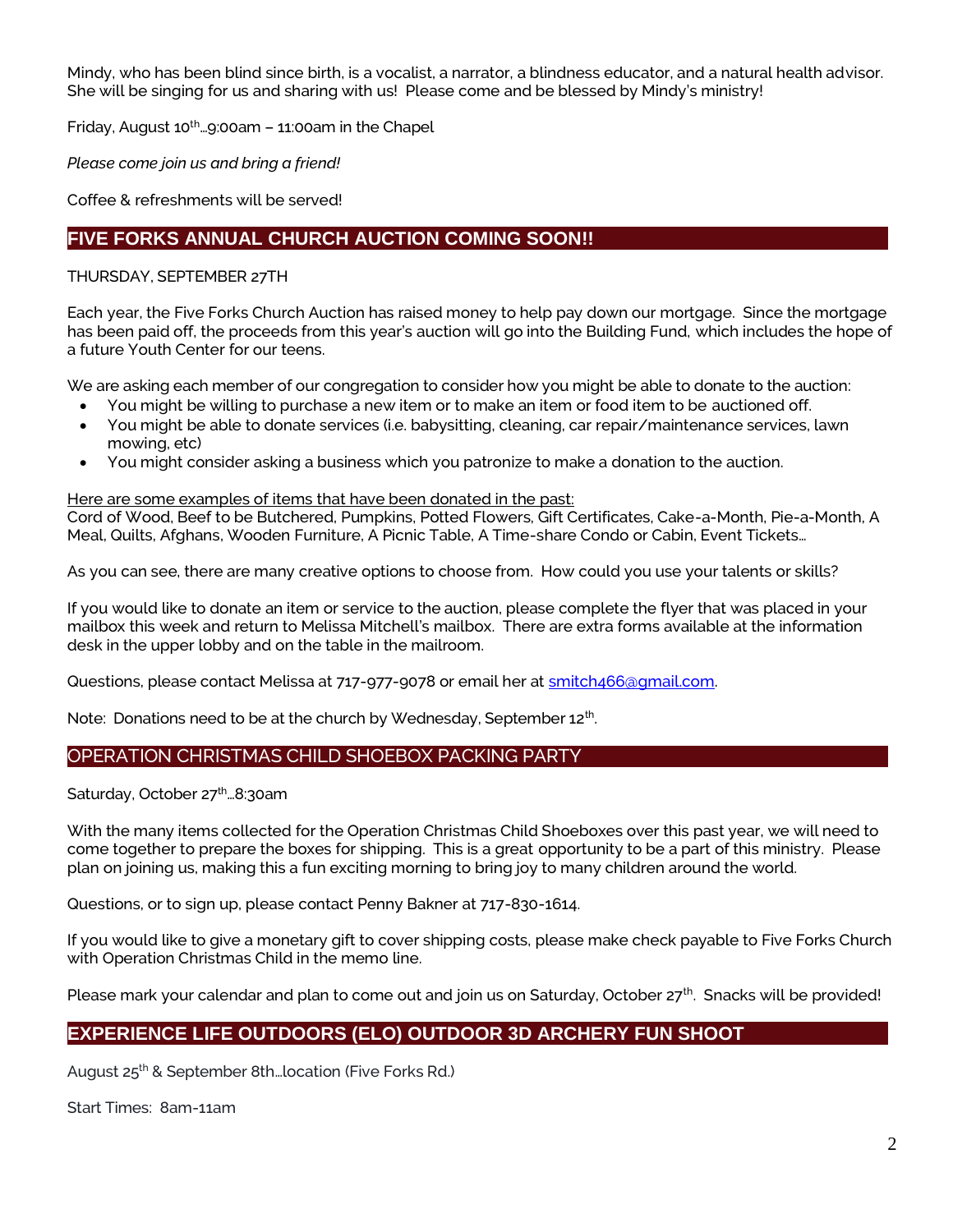Mindy, who has been blind since birth, is a vocalist, a narrator, a blindness educator, and a natural health advisor. She will be singing for us and sharing with us! Please come and be blessed by Mindy's ministry!

Friday, August 10th…9:00am – 11:00am in the Chapel

*Please come join us and bring a friend!*

Coffee & refreshments will be served!

## FIVE FORKS ANNUAL CHURCH AUCTION COMING SOON!!

THURSDAY, SEPTEMBER 27TH

Each year, the Five Forks Church Auction has raised money to help pay down our mortgage. Since the mortgage has been paid off, the proceeds from this year's auction will go into the Building Fund, which includes the hope of a future Youth Center for our teens.

We are asking each member of our congregation to consider how you might be able to donate to the auction:

- You might be willing to purchase a new item or to make an item or food item to be auctioned off.
- You might be able to donate services (i.e. babysitting, cleaning, car repair/maintenance services, lawn mowing, etc)
- You might consider asking a business which you patronize to make a donation to the auction.

Here are some examples of items that have been donated in the past:
Cord of Wood, Beef to be Butchered, Pumpkins, Potted Flowers, Gift Certificates, Cake-a-Month, Pie-a-Month, A Meal, Quilts, Afghans, Wooden Furniture, A Picnic Table, A Time-share Condo or Cabin, Event Tickets…

As you can see, there are many creative options to choose from. How could you use your talents or skills?

If you would like to donate an item or service to the auction, please complete the flyer that was placed in your mailbox this week and return to Melissa Mitchell's mailbox. There are extra forms available at the information desk in the upper lobby and on the table in the mailroom.

Questions, please contact Melissa at 717-977-9078 or email her at smitch466@gmail.com.

Note: Donations need to be at the church by Wednesday, September 12th.

## OPERATION CHRISTMAS CHILD SHOEBOX PACKING PARTY

Saturday, October 27th…8:30am

With the many items collected for the Operation Christmas Child Shoeboxes over this past year, we will need to come together to prepare the boxes for shipping. This is a great opportunity to be a part of this ministry. Please plan on joining us, making this a fun exciting morning to bring joy to many children around the world.

Questions, or to sign up, please contact Penny Bakner at 717-830-1614.

If you would like to give a monetary gift to cover shipping costs, please make check payable to Five Forks Church with Operation Christmas Child in the memo line.

Please mark your calendar and plan to come out and join us on Saturday, October 27th. Snacks will be provided!

## EXPERIENCE LIFE OUTDOORS (ELO) OUTDOOR 3D ARCHERY FUN SHOOT

August 25th & September 8th…location (Five Forks Rd.)

Start Times: 8am-11am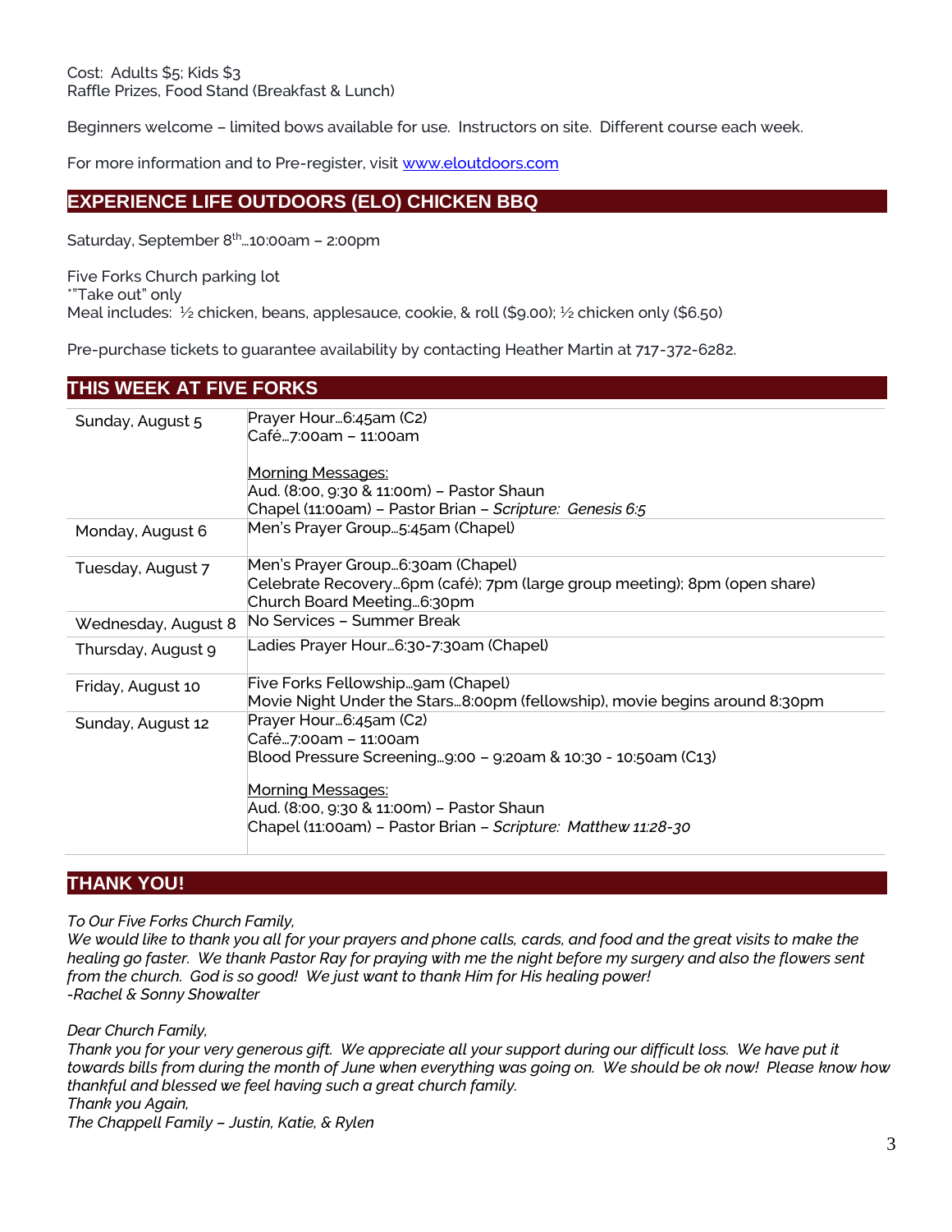Cost:  Adults $5; Kids $3
Raffle Prizes, Food Stand (Breakfast & Lunch)

Beginners welcome – limited bows available for use.  Instructors on site.  Different course each week.

For more information and to Pre-register, visit [www.eloutdoors.com](http://www.eloutdoors.com)

## EXPERIENCE LIFE OUTDOORS (ELO) CHICKEN BBQ

Saturday, September 8th…10:00am – 2:00pm

Five Forks Church parking lot
*"Take out" only
Meal includes:  ½ chicken, beans, applesauce, cookie, & roll ($9.00); ½ chicken only ($6.50)

Pre-purchase tickets to guarantee availability by contacting Heather Martin at 717-372-6282.

## THIS WEEK AT FIVE FORKS

| | |
|---|---|
| Sunday, August 5 | Prayer Hour…6:45am (C2)<br>Café…7:00am – 11:00am<br><br>Morning Messages:<br>Aud. (8:00, 9:30 & 11:00m) – Pastor Shaun<br>Chapel (11:00am) – Pastor Brian – *Scripture: Genesis 6:5* |
| Monday, August 6 | Men's Prayer Group…5:45am (Chapel) |
| Tuesday, August 7 | Men's Prayer Group…6:30am (Chapel)<br>Celebrate Recovery…6pm (café); 7pm (large group meeting); 8pm (open share)<br>Church Board Meeting…6:30pm |
| Wednesday, August 8 | No Services – Summer Break |
| Thursday, August 9 | Ladies Prayer Hour…6:30-7:30am (Chapel) |
| Friday, August 10 | Five Forks Fellowship…9am (Chapel)<br>Movie Night Under the Stars…8:00pm (fellowship), movie begins around 8:30pm |
| Sunday, August 12 | Prayer Hour…6:45am (C2)<br>Café…7:00am – 11:00am<br>Blood Pressure Screening…9:00 – 9:20am & 10:30 - 10:50am (C13)<br><br>Morning Messages:<br>Aud. (8:00, 9:30 & 11:00m) – Pastor Shaun<br>Chapel (11:00am) – Pastor Brian – *Scripture: Matthew 11:28-30* |

## THANK YOU!

*To Our Five Forks Church Family,*
*We would like to thank you all for your prayers and phone calls, cards, and food and the great visits to make the healing go faster.  We thank Pastor Ray for praying with me the night before my surgery and also the flowers sent from the church.  God is so good!  We just want to thank Him for His healing power!*
*-Rachel & Sonny Showalter*

*Dear Church Family,*
*Thank you for your very generous gift.  We appreciate all your support during our difficult loss.  We have put it towards bills from during the month of June when everything was going on.  We should be ok now!  Please know how thankful and blessed we feel having such a great church family.*
*Thank you Again,*
*The Chappell Family – Justin, Katie, & Rylen*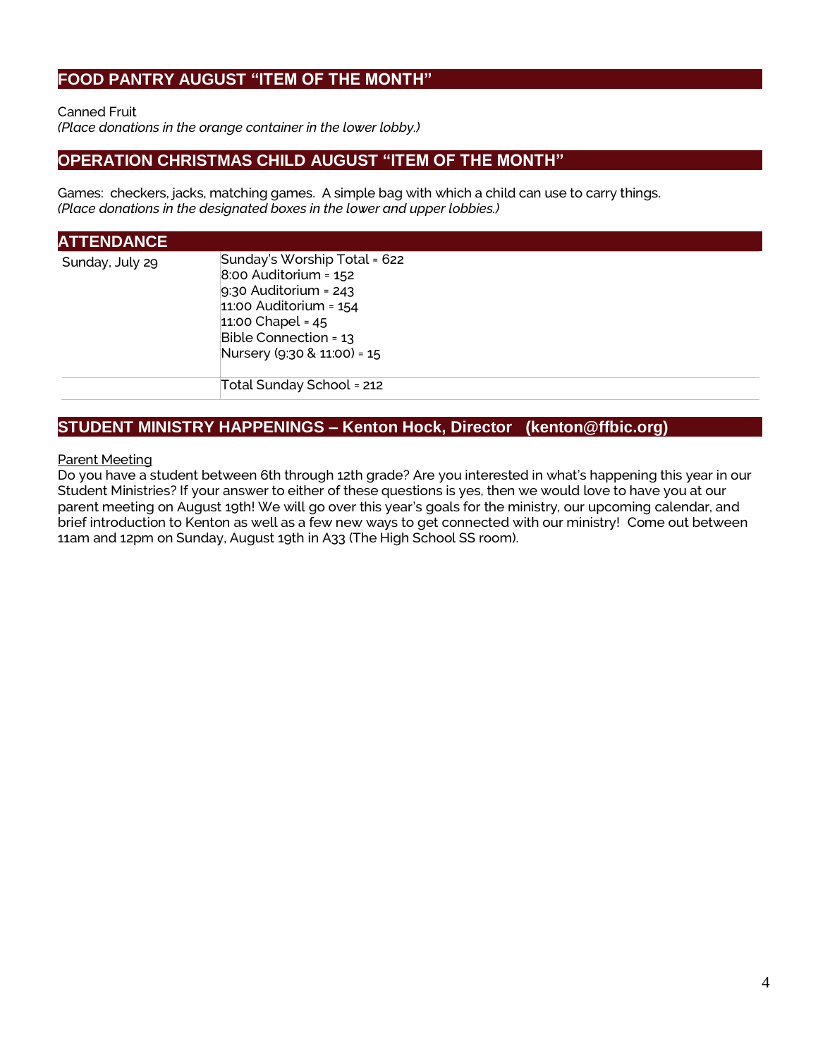## FOOD PANTRY AUGUST "ITEM OF THE MONTH"

Canned Fruit
*(Place donations in the orange container in the lower lobby.)*

## OPERATION CHRISTMAS CHILD AUGUST "ITEM OF THE MONTH"

Games: checkers, jacks, matching games. A simple bag with which a child can use to carry things.
*(Place donations in the designated boxes in the lower and upper lobbies.)*

## ATTENDANCE

| | |
|---|---|
| Sunday, July 29 | Sunday's Worship Total = 622<br>8:00 Auditorium = 152<br>9:30 Auditorium = 243<br>11:00 Auditorium = 154<br>11:00 Chapel = 45<br>Bible Connection = 13<br>Nursery (9:30 & 11:00) = 15 |
| | Total Sunday School = 212 |

## STUDENT MINISTRY HAPPENINGS – Kenton Hock, Director (kenton@ffbic.org)

Parent Meeting

Do you have a student between 6th through 12th grade? Are you interested in what's happening this year in our Student Ministries? If your answer to either of these questions is yes, then we would love to have you at our parent meeting on August 19th! We will go over this year's goals for the ministry, our upcoming calendar, and brief introduction to Kenton as well as a few new ways to get connected with our ministry! Come out between 11am and 12pm on Sunday, August 19th in A33 (The High School SS room).